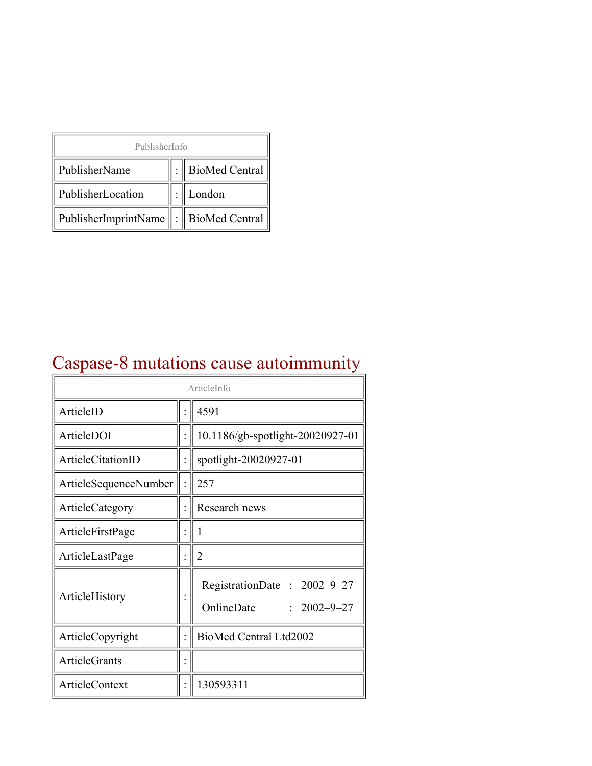| PublisherInfo | | |
|---|---|---|
| PublisherName | : | BioMed Central |
| PublisherLocation | : | London |
| PublisherImprintName | : | BioMed Central |

# Caspase-8 mutations cause autoimmunity

| ArticleInfo | | |
|---|---|---|
| ArticleID | : | 4591 |
| ArticleDOI | : | 10.1186/gb-spotlight-20020927-01 |
| ArticleCitationID | : | spotlight-20020927-01 |
| ArticleSequenceNumber | : | 257 |
| ArticleCategory | : | Research news |
| ArticleFirstPage | : | 1 |
| ArticleLastPage | : | 2 |
| ArticleHistory | : | RegistrationDate : 2002–9–27<br>OnlineDate : 2002–9–27 |
| ArticleCopyright | : | BioMed Central Ltd2002 |
| ArticleGrants | : | |
| ArticleContext | : | 130593311 |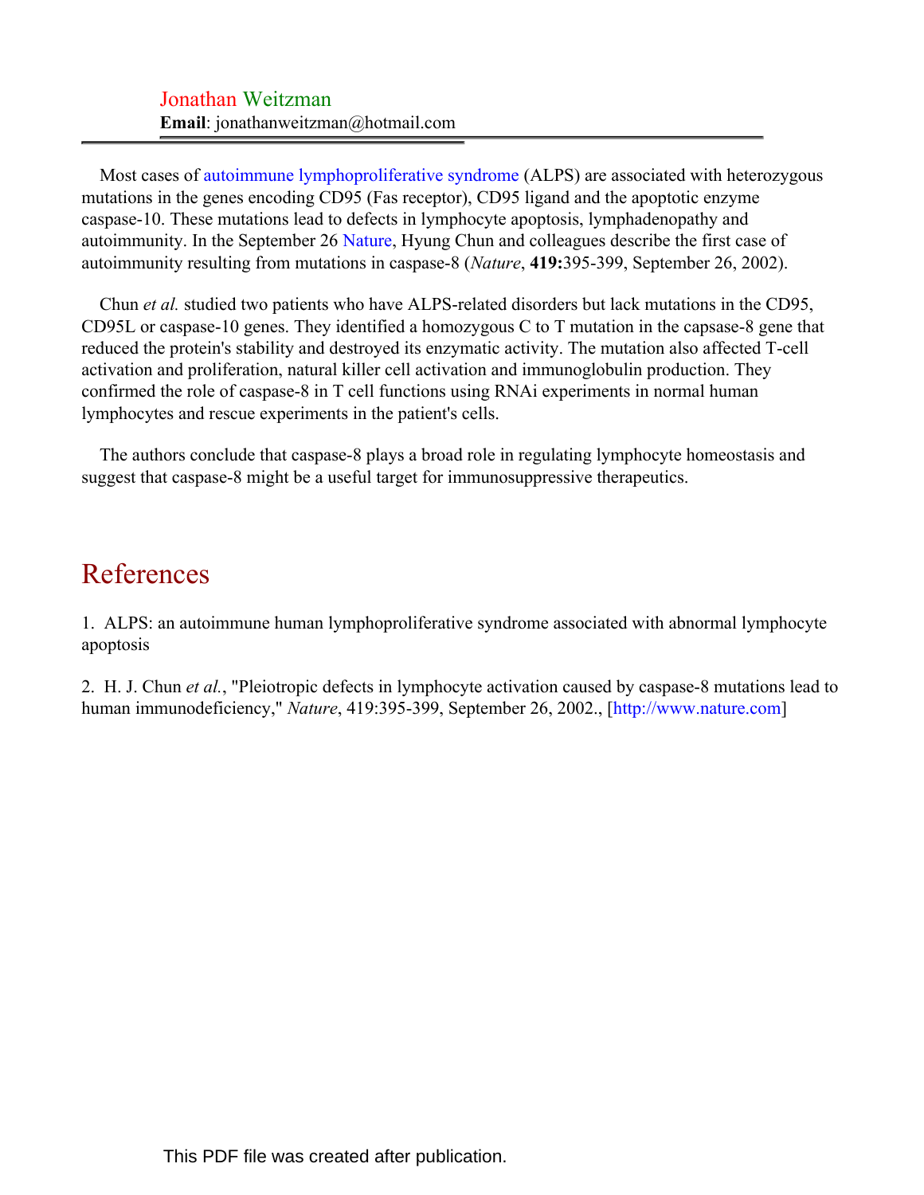Jonathan Weitzman
**Email**: jonathanweitzman@hotmail.com

Most cases of autoimmune lymphoproliferative syndrome (ALPS) are associated with heterozygous mutations in the genes encoding CD95 (Fas receptor), CD95 ligand and the apoptotic enzyme caspase-10. These mutations lead to defects in lymphocyte apoptosis, lymphadenopathy and autoimmunity. In the September 26 Nature, Hyung Chun and colleagues describe the first case of autoimmunity resulting from mutations in caspase-8 (*Nature*, **419:**395-399, September 26, 2002).

Chun *et al.* studied two patients who have ALPS-related disorders but lack mutations in the CD95, CD95L or caspase-10 genes. They identified a homozygous C to T mutation in the capsase-8 gene that reduced the protein's stability and destroyed its enzymatic activity. The mutation also affected T-cell activation and proliferation, natural killer cell activation and immunoglobulin production. They confirmed the role of caspase-8 in T cell functions using RNAi experiments in normal human lymphocytes and rescue experiments in the patient's cells.

The authors conclude that caspase-8 plays a broad role in regulating lymphocyte homeostasis and suggest that caspase-8 might be a useful target for immunosuppressive therapeutics.

# References

1. ALPS: an autoimmune human lymphoproliferative syndrome associated with abnormal lymphocyte apoptosis

2. H. J. Chun *et al.*, "Pleiotropic defects in lymphocyte activation caused by caspase-8 mutations lead to human immunodeficiency," *Nature*, 419:395-399, September 26, 2002., [http://www.nature.com]

This PDF file was created after publication.